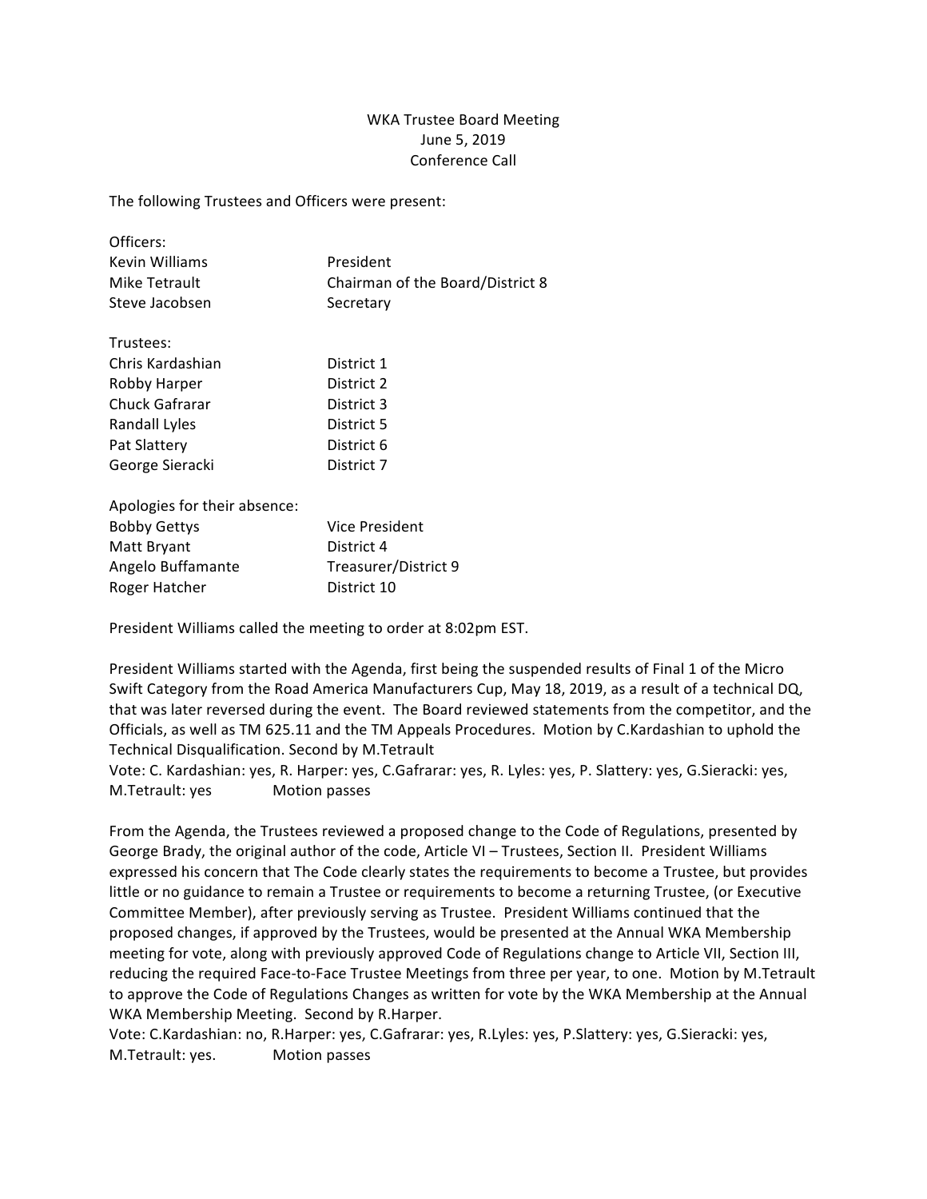WKA Trustee Board Meeting
June 5, 2019
Conference Call

The following Trustees and Officers were present:

| | |
|---|---|
| Officers: | |
| Kevin Williams | President |
| Mike Tetrault | Chairman of the Board/District 8 |
| Steve Jacobsen | Secretary |
| | |
| Trustees: | |
| Chris Kardashian | District 1 |
| Robby Harper | District 2 |
| Chuck Gafrarar | District 3 |
| Randall Lyles | District 5 |
| Pat Slattery | District 6 |
| George Sieracki | District 7 |
| | |
| Apologies for their absence: | |
| Bobby Gettys | Vice President |
| Matt Bryant | District 4 |
| Angelo Buffamante | Treasurer/District 9 |
| Roger Hatcher | District 10 |

President Williams called the meeting to order at 8:02pm EST.

President Williams started with the Agenda, first being the suspended results of Final 1 of the Micro Swift Category from the Road America Manufacturers Cup, May 18, 2019, as a result of a technical DQ, that was later reversed during the event. The Board reviewed statements from the competitor, and the Officials, as well as TM 625.11 and the TM Appeals Procedures. Motion by C.Kardashian to uphold the Technical Disqualification. Second by M.Tetrault
Vote: C. Kardashian: yes, R. Harper: yes, C.Gafrarar: yes, R. Lyles: yes, P. Slattery: yes, G.Sieracki: yes, M.Tetrault: yes Motion passes

From the Agenda, the Trustees reviewed a proposed change to the Code of Regulations, presented by George Brady, the original author of the code, Article VI – Trustees, Section II. President Williams expressed his concern that The Code clearly states the requirements to become a Trustee, but provides little or no guidance to remain a Trustee or requirements to become a returning Trustee, (or Executive Committee Member), after previously serving as Trustee. President Williams continued that the proposed changes, if approved by the Trustees, would be presented at the Annual WKA Membership meeting for vote, along with previously approved Code of Regulations change to Article VII, Section III, reducing the required Face-to-Face Trustee Meetings from three per year, to one. Motion by M.Tetrault to approve the Code of Regulations Changes as written for vote by the WKA Membership at the Annual WKA Membership Meeting. Second by R.Harper.
Vote: C.Kardashian: no, R.Harper: yes, C.Gafrarar: yes, R.Lyles: yes, P.Slattery: yes, G.Sieracki: yes, M.Tetrault: yes. Motion passes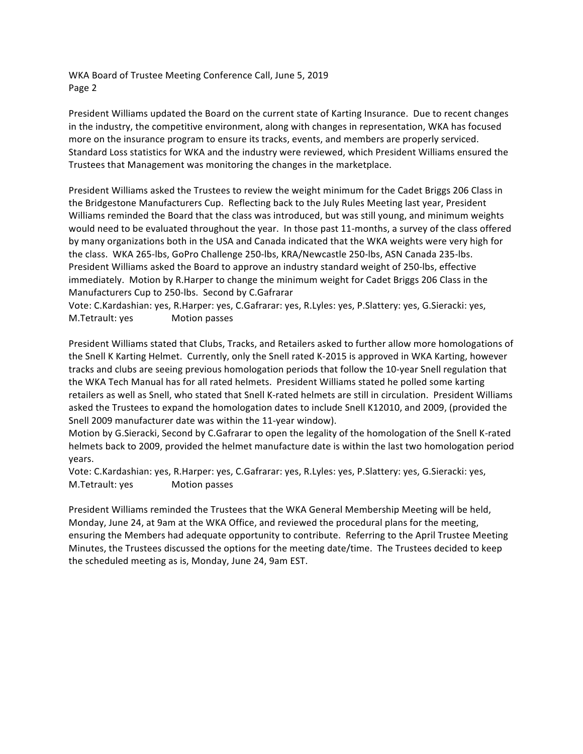President Williams updated the Board on the current state of Karting Insurance. Due to recent changes in the industry, the competitive environment, along with changes in representation, WKA has focused more on the insurance program to ensure its tracks, events, and members are properly serviced. Standard Loss statistics for WKA and the industry were reviewed, which President Williams ensured the Trustees that Management was monitoring the changes in the marketplace.

President Williams asked the Trustees to review the weight minimum for the Cadet Briggs 206 Class in the Bridgestone Manufacturers Cup. Reflecting back to the July Rules Meeting last year, President Williams reminded the Board that the class was introduced, but was still young, and minimum weights would need to be evaluated throughout the year. In those past 11-months, a survey of the class offered by many organizations both in the USA and Canada indicated that the WKA weights were very high for the class. WKA 265-lbs, GoPro Challenge 250-lbs, KRA/Newcastle 250-lbs, ASN Canada 235-lbs. President Williams asked the Board to approve an industry standard weight of 250-lbs, effective immediately. Motion by R.Harper to change the minimum weight for Cadet Briggs 206 Class in the Manufacturers Cup to 250-lbs. Second by C.Gafrarar

Vote: C.Kardashian: yes, R.Harper: yes, C.Gafrarar: yes, R.Lyles: yes, P.Slattery: yes, G.Sieracki: yes, M.Tetrault: yes Motion passes

President Williams stated that Clubs, Tracks, and Retailers asked to further allow more homologations of the Snell K Karting Helmet. Currently, only the Snell rated K-2015 is approved in WKA Karting, however tracks and clubs are seeing previous homologation periods that follow the 10-year Snell regulation that the WKA Tech Manual has for all rated helmets. President Williams stated he polled some karting retailers as well as Snell, who stated that Snell K-rated helmets are still in circulation. President Williams asked the Trustees to expand the homologation dates to include Snell K12010, and 2009, (provided the Snell 2009 manufacturer date was within the 11-year window).

Motion by G.Sieracki, Second by C.Gafrarar to open the legality of the homologation of the Snell K-rated helmets back to 2009, provided the helmet manufacture date is within the last two homologation period years.

Vote: C.Kardashian: yes, R.Harper: yes, C.Gafrarar: yes, R.Lyles: yes, P.Slattery: yes, G.Sieracki: yes, M.Tetrault: yes Motion passes

President Williams reminded the Trustees that the WKA General Membership Meeting will be held, Monday, June 24, at 9am at the WKA Office, and reviewed the procedural plans for the meeting, ensuring the Members had adequate opportunity to contribute. Referring to the April Trustee Meeting Minutes, the Trustees discussed the options for the meeting date/time. The Trustees decided to keep the scheduled meeting as is, Monday, June 24, 9am EST.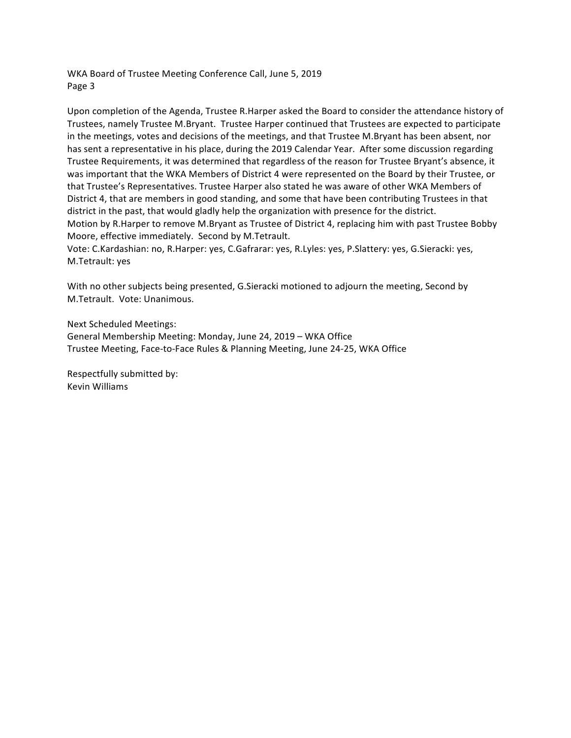Upon completion of the Agenda, Trustee R.Harper asked the Board to consider the attendance history of Trustees, namely Trustee M.Bryant. Trustee Harper continued that Trustees are expected to participate in the meetings, votes and decisions of the meetings, and that Trustee M.Bryant has been absent, nor has sent a representative in his place, during the 2019 Calendar Year. After some discussion regarding Trustee Requirements, it was determined that regardless of the reason for Trustee Bryant's absence, it was important that the WKA Members of District 4 were represented on the Board by their Trustee, or that Trustee's Representatives. Trustee Harper also stated he was aware of other WKA Members of District 4, that are members in good standing, and some that have been contributing Trustees in that district in the past, that would gladly help the organization with presence for the district.
Motion by R.Harper to remove M.Bryant as Trustee of District 4, replacing him with past Trustee Bobby Moore, effective immediately. Second by M.Tetrault.
Vote: C.Kardashian: no, R.Harper: yes, C.Gafrarar: yes, R.Lyles: yes, P.Slattery: yes, G.Sieracki: yes, M.Tetrault: yes

With no other subjects being presented, G.Sieracki motioned to adjourn the meeting, Second by M.Tetrault. Vote: Unanimous.

Next Scheduled Meetings:
General Membership Meeting: Monday, June 24, 2019 – WKA Office
Trustee Meeting, Face-to-Face Rules & Planning Meeting, June 24-25, WKA Office

Respectfully submitted by:
Kevin Williams